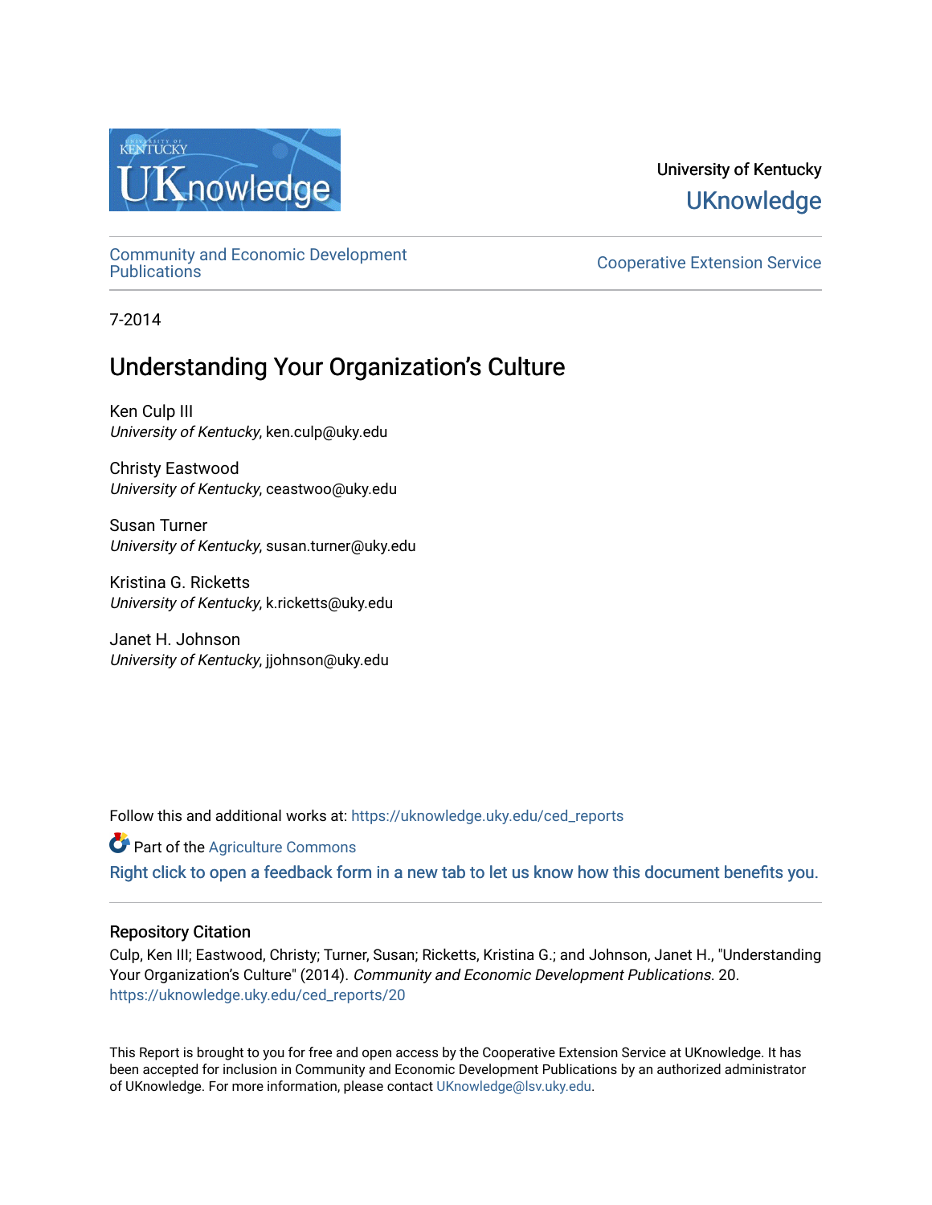University of Kentucky
UKnowledge

Community and Economic Development Publications

Cooperative Extension Service

7-2014

# Understanding Your Organization's Culture

Ken Culp III
*University of Kentucky*, ken.culp@uky.edu

Christy Eastwood
*University of Kentucky*, ceastwoo@uky.edu

Susan Turner
*University of Kentucky*, susan.turner@uky.edu

Kristina G. Ricketts
*University of Kentucky*, k.ricketts@uky.edu

Janet H. Johnson
*University of Kentucky*, jjohnson@uky.edu

Follow this and additional works at: https://uknowledge.uky.edu/ced_reports

Part of the Agriculture Commons

Right click to open a feedback form in a new tab to let us know how this document benefits you.

## Repository Citation

Culp, Ken III; Eastwood, Christy; Turner, Susan; Ricketts, Kristina G.; and Johnson, Janet H., "Understanding Your Organization's Culture" (2014). *Community and Economic Development Publications*. 20.
https://uknowledge.uky.edu/ced_reports/20

This Report is brought to you for free and open access by the Cooperative Extension Service at UKnowledge. It has been accepted for inclusion in Community and Economic Development Publications by an authorized administrator of UKnowledge. For more information, please contact UKnowledge@lsv.uky.edu.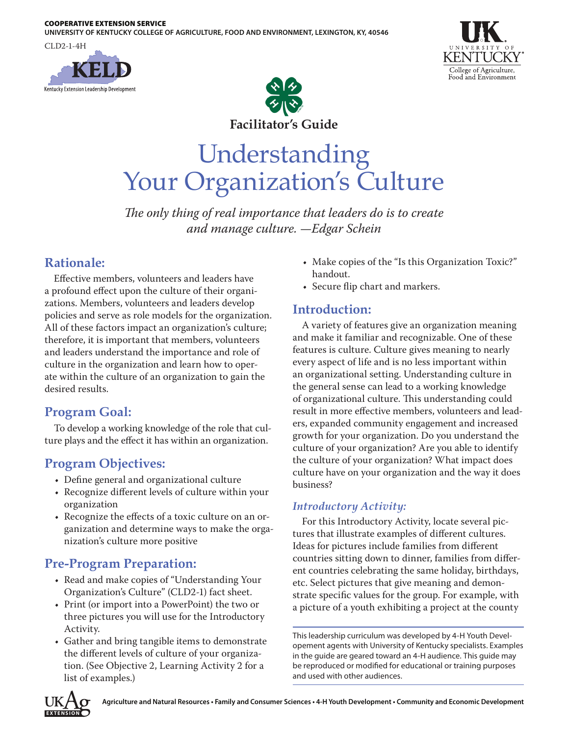COOPERATIVE EXTENSION SERVICE
UNIVERSITY OF KENTUCKY COLLEGE OF AGRICULTURE, FOOD AND ENVIRONMENT, LEXINGTON, KY, 40546

CLD2-1-4H

Facilitator's Guide

# Understanding Your Organization's Culture

*The only thing of real importance that leaders do is to create and manage culture. —Edgar Schein*

## Rationale:

Effective members, volunteers and leaders have a profound effect upon the culture of their organizations. Members, volunteers and leaders develop policies and serve as role models for the organization. All of these factors impact an organization's culture; therefore, it is important that members, volunteers and leaders understand the importance and role of culture in the organization and learn how to operate within the culture of an organization to gain the desired results.

## Program Goal:

To develop a working knowledge of the role that culture plays and the effect it has within an organization.

## Program Objectives:

- Define general and organizational culture
- Recognize different levels of culture within your organization
- Recognize the effects of a toxic culture on an organization and determine ways to make the organization's culture more positive

## Pre-Program Preparation:

- Read and make copies of "Understanding Your Organization's Culture" (CLD2-1) fact sheet.
- Print (or import into a PowerPoint) the two or three pictures you will use for the Introductory Activity.
- Gather and bring tangible items to demonstrate the different levels of culture of your organization. (See Objective 2, Learning Activity 2 for a list of examples.)
- Make copies of the "Is this Organization Toxic?" handout.
- Secure flip chart and markers.

## Introduction:

A variety of features give an organization meaning and make it familiar and recognizable. One of these features is culture. Culture gives meaning to nearly every aspect of life and is no less important within an organizational setting. Understanding culture in the general sense can lead to a working knowledge of organizational culture. This understanding could result in more effective members, volunteers and leaders, expanded community engagement and increased growth for your organization. Do you understand the culture of your organization? Are you able to identify the culture of your organization? What impact does culture have on your organization and the way it does business?

### *Introductory Activity:*

For this Introductory Activity, locate several pictures that illustrate examples of different cultures. Ideas for pictures include families from different countries sitting down to dinner, families from different countries celebrating the same holiday, birthdays, etc. Select pictures that give meaning and demonstrate specific values for the group. For example, with a picture of a youth exhibiting a project at the county

This leadership curriculum was developed by 4-H Youth Develeopement agents with University of Kentucky specialists. Examples in the guide are geared toward an 4-H audience. This guide may be reproduced or modified for educational or training purposes and used with other audiences.

Agriculture and Natural Resources • Family and Consumer Sciences • 4-H Youth Development • Community and Economic Development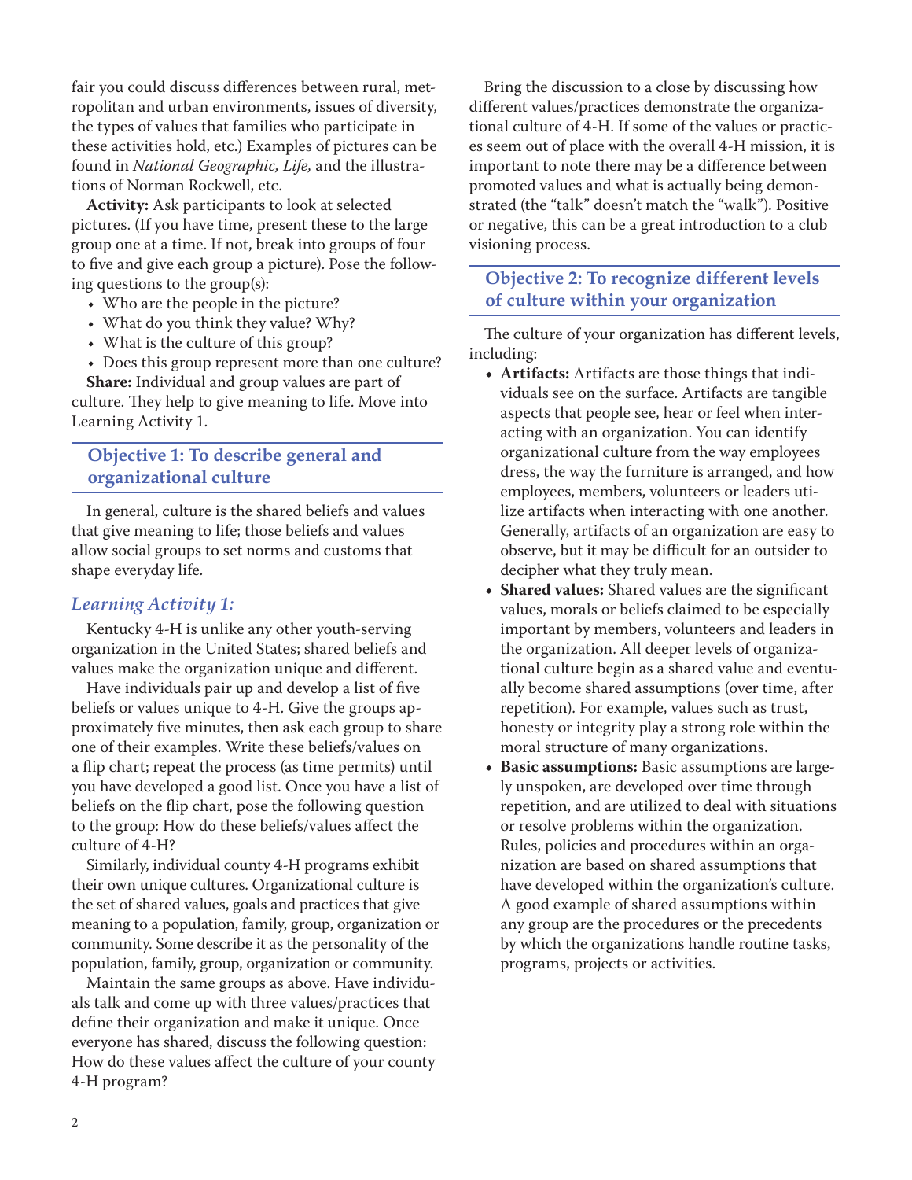fair you could discuss differences between rural, metropolitan and urban environments, issues of diversity, the types of values that families who participate in these activities hold, etc.) Examples of pictures can be found in *National Geographic, Life,* and the illustrations of Norman Rockwell, etc.

**Activity:** Ask participants to look at selected pictures. (If you have time, present these to the large group one at a time. If not, break into groups of four to five and give each group a picture). Pose the following questions to the group(s):

- Who are the people in the picture?
- What do you think they value? Why?
- What is the culture of this group?
- Does this group represent more than one culture?

**Share:** Individual and group values are part of culture. They help to give meaning to life. Move into Learning Activity 1.

## Objective 1: To describe general and organizational culture

In general, culture is the shared beliefs and values that give meaning to life; those beliefs and values allow social groups to set norms and customs that shape everyday life.

### *Learning Activity 1:*

Kentucky 4-H is unlike any other youth-serving organization in the United States; shared beliefs and values make the organization unique and different.

Have individuals pair up and develop a list of five beliefs or values unique to 4-H. Give the groups approximately five minutes, then ask each group to share one of their examples. Write these beliefs/values on a flip chart; repeat the process (as time permits) until you have developed a good list. Once you have a list of beliefs on the flip chart, pose the following question to the group: How do these beliefs/values affect the culture of 4-H?

Similarly, individual county 4-H programs exhibit their own unique cultures. Organizational culture is the set of shared values, goals and practices that give meaning to a population, family, group, organization or community. Some describe it as the personality of the population, family, group, organization or community.

Maintain the same groups as above. Have individuals talk and come up with three values/practices that define their organization and make it unique. Once everyone has shared, discuss the following question: How do these values affect the culture of your county 4-H program?

Bring the discussion to a close by discussing how different values/practices demonstrate the organizational culture of 4-H. If some of the values or practices seem out of place with the overall 4-H mission, it is important to note there may be a difference between promoted values and what is actually being demonstrated (the "talk" doesn't match the "walk"). Positive or negative, this can be a great introduction to a club visioning process.

## Objective 2: To recognize different levels of culture within your organization

The culture of your organization has different levels, including:

- **Artifacts:** Artifacts are those things that individuals see on the surface. Artifacts are tangible aspects that people see, hear or feel when interacting with an organization. You can identify organizational culture from the way employees dress, the way the furniture is arranged, and how employees, members, volunteers or leaders utilize artifacts when interacting with one another. Generally, artifacts of an organization are easy to observe, but it may be difficult for an outsider to decipher what they truly mean.
- **Shared values:** Shared values are the significant values, morals or beliefs claimed to be especially important by members, volunteers and leaders in the organization. All deeper levels of organizational culture begin as a shared value and eventually become shared assumptions (over time, after repetition). For example, values such as trust, honesty or integrity play a strong role within the moral structure of many organizations.
- **Basic assumptions:** Basic assumptions are largely unspoken, are developed over time through repetition, and are utilized to deal with situations or resolve problems within the organization. Rules, policies and procedures within an organization are based on shared assumptions that have developed within the organization's culture. A good example of shared assumptions within any group are the procedures or the precedents by which the organizations handle routine tasks, programs, projects or activities.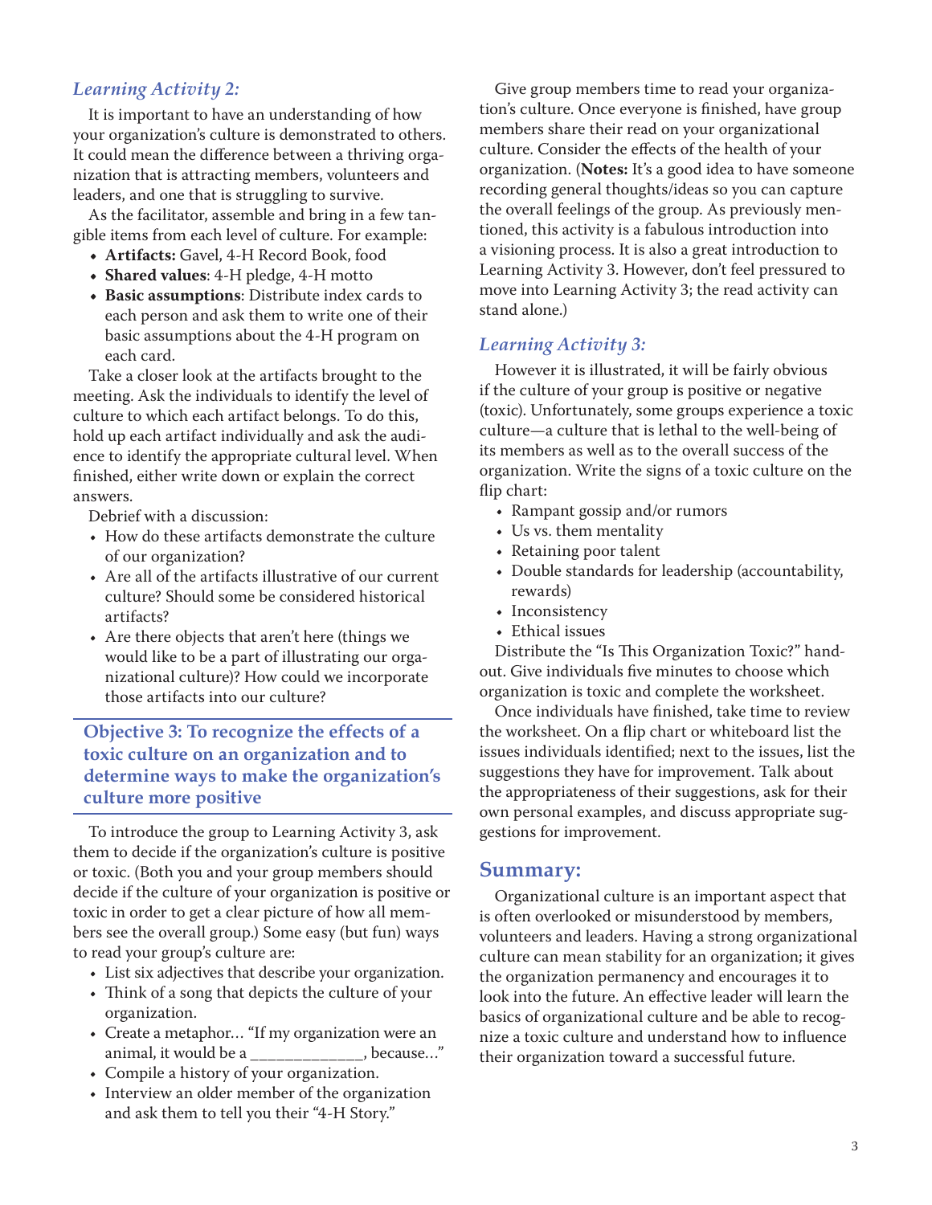### *Learning Activity 2:*

It is important to have an understanding of how your organization's culture is demonstrated to others. It could mean the difference between a thriving organization that is attracting members, volunteers and leaders, and one that is struggling to survive.

As the facilitator, assemble and bring in a few tangible items from each level of culture. For example:

- **Artifacts:** Gavel, 4-H Record Book, food
- **Shared values**: 4-H pledge, 4-H motto
- **Basic assumptions**: Distribute index cards to each person and ask them to write one of their basic assumptions about the 4-H program on each card.

Take a closer look at the artifacts brought to the meeting. Ask the individuals to identify the level of culture to which each artifact belongs. To do this, hold up each artifact individually and ask the audience to identify the appropriate cultural level. When finished, either write down or explain the correct answers.

Debrief with a discussion:

- How do these artifacts demonstrate the culture of our organization?
- Are all of the artifacts illustrative of our current culture? Should some be considered historical artifacts?
- Are there objects that aren't here (things we would like to be a part of illustrating our organizational culture)? How could we incorporate those artifacts into our culture?

## Objective 3: To recognize the effects of a toxic culture on an organization and to determine ways to make the organization's culture more positive

To introduce the group to Learning Activity 3, ask them to decide if the organization's culture is positive or toxic. (Both you and your group members should decide if the culture of your organization is positive or toxic in order to get a clear picture of how all members see the overall group.) Some easy (but fun) ways to read your group's culture are:

- List six adjectives that describe your organization.
- Think of a song that depicts the culture of your organization.
- Create a metaphor… "If my organization were an animal, it would be a _____________, because…"
- Compile a history of your organization.
- Interview an older member of the organization and ask them to tell you their "4-H Story."

Give group members time to read your organization's culture. Once everyone is finished, have group members share their read on your organizational culture. Consider the effects of the health of your organization. (**Notes:** It's a good idea to have someone recording general thoughts/ideas so you can capture the overall feelings of the group. As previously mentioned, this activity is a fabulous introduction into a visioning process. It is also a great introduction to Learning Activity 3. However, don't feel pressured to move into Learning Activity 3; the read activity can stand alone.)

### *Learning Activity 3:*

However it is illustrated, it will be fairly obvious if the culture of your group is positive or negative (toxic). Unfortunately, some groups experience a toxic culture—a culture that is lethal to the well-being of its members as well as to the overall success of the organization. Write the signs of a toxic culture on the flip chart:

- Rampant gossip and/or rumors
- Us vs. them mentality
- Retaining poor talent
- Double standards for leadership (accountability, rewards)
- Inconsistency
- Ethical issues

Distribute the "Is This Organization Toxic?" handout. Give individuals five minutes to choose which organization is toxic and complete the worksheet.

Once individuals have finished, take time to review the worksheet. On a flip chart or whiteboard list the issues individuals identified; next to the issues, list the suggestions they have for improvement. Talk about the appropriateness of their suggestions, ask for their own personal examples, and discuss appropriate suggestions for improvement.

## Summary:

Organizational culture is an important aspect that is often overlooked or misunderstood by members, volunteers and leaders. Having a strong organizational culture can mean stability for an organization; it gives the organization permanency and encourages it to look into the future. An effective leader will learn the basics of organizational culture and be able to recognize a toxic culture and understand how to influence their organization toward a successful future.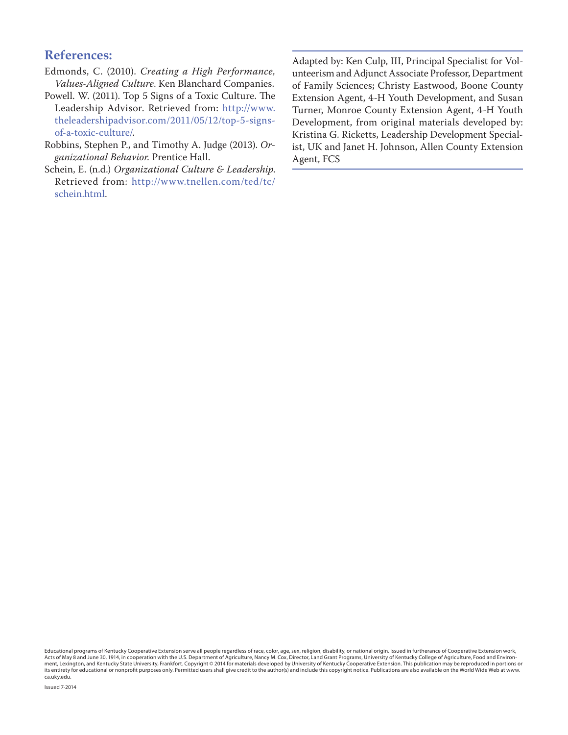## References:

Edmonds, C. (2010). *Creating a High Performance, Values-Aligned Culture*. Ken Blanchard Companies.

Powell. W. (2011). Top 5 Signs of a Toxic Culture. The Leadership Advisor. Retrieved from: http://www.theleadershipadvisor.com/2011/05/12/top-5-signs-of-a-toxic-culture/.

Robbins, Stephen P., and Timothy A. Judge (2013). *Organizational Behavior.* Prentice Hall.

Schein, E. (n.d.) *Organizational Culture & Leadership*. Retrieved from: http://www.tnellen.com/ted/tc/schein.html.

---

Adapted by: Ken Culp, III, Principal Specialist for Volunteerism and Adjunct Associate Professor, Department of Family Sciences; Christy Eastwood, Boone County Extension Agent, 4-H Youth Development, and Susan Turner, Monroe County Extension Agent, 4-H Youth Development, from original materials developed by: Kristina G. Ricketts, Leadership Development Specialist, UK and Janet H. Johnson, Allen County Extension Agent, FCS

---

Educational programs of Kentucky Cooperative Extension serve all people regardless of race, color, age, sex, religion, disability, or national origin. Issued in furtherance of Cooperative Extension work, Acts of May 8 and June 30, 1914, in cooperation with the U.S. Department of Agriculture, Nancy M. Cox, Director, Land Grant Programs, University of Kentucky College of Agriculture, Food and Environment, Lexington, and Kentucky State University, Frankfort. Copyright © 2014 for materials developed by University of Kentucky Cooperative Extension. This publication may be reproduced in portions or its entirety for educational or nonprofit purposes only. Permitted users shall give credit to the author(s) and include this copyright notice. Publications are also available on the World Wide Web at www.ca.uky.edu.

Issued 7-2014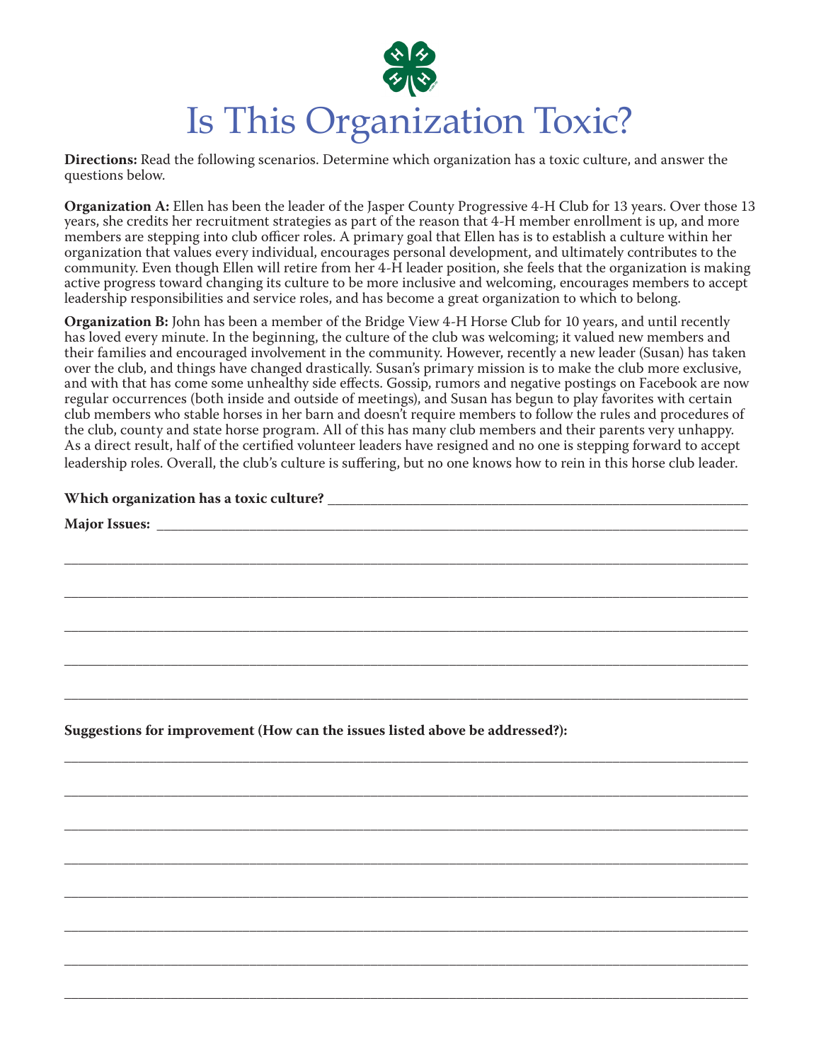# Is This Organization Toxic?

**Directions:** Read the following scenarios. Determine which organization has a toxic culture, and answer the questions below.

**Organization A:** Ellen has been the leader of the Jasper County Progressive 4-H Club for 13 years. Over those 13 years, she credits her recruitment strategies as part of the reason that 4-H member enrollment is up, and more members are stepping into club officer roles. A primary goal that Ellen has is to establish a culture within her organization that values every individual, encourages personal development, and ultimately contributes to the community. Even though Ellen will retire from her 4-H leader position, she feels that the organization is making active progress toward changing its culture to be more inclusive and welcoming, encourages members to accept leadership responsibilities and service roles, and has become a great organization to which to belong.

**Organization B:** John has been a member of the Bridge View 4-H Horse Club for 10 years, and until recently has loved every minute. In the beginning, the culture of the club was welcoming; it valued new members and their families and encouraged involvement in the community. However, recently a new leader (Susan) has taken over the club, and things have changed drastically. Susan's primary mission is to make the club more exclusive, and with that has come some unhealthy side effects. Gossip, rumors and negative postings on Facebook are now regular occurrences (both inside and outside of meetings), and Susan has begun to play favorites with certain club members who stable horses in her barn and doesn't require members to follow the rules and procedures of the club, county and state horse program. All of this has many club members and their parents very unhappy. As a direct result, half of the certified volunteer leaders have resigned and no one is stepping forward to accept leadership roles. Overall, the club's culture is suffering, but no one knows how to rein in this horse club leader.

**Which organization has a toxic culture?** ____________________________________________

**Major Issues:** ____________________________________________

____________________________________________

____________________________________________

____________________________________________

____________________________________________

____________________________________________

**Suggestions for improvement (How can the issues listed above be addressed?):**

____________________________________________

____________________________________________

____________________________________________

____________________________________________

____________________________________________

____________________________________________

____________________________________________

____________________________________________